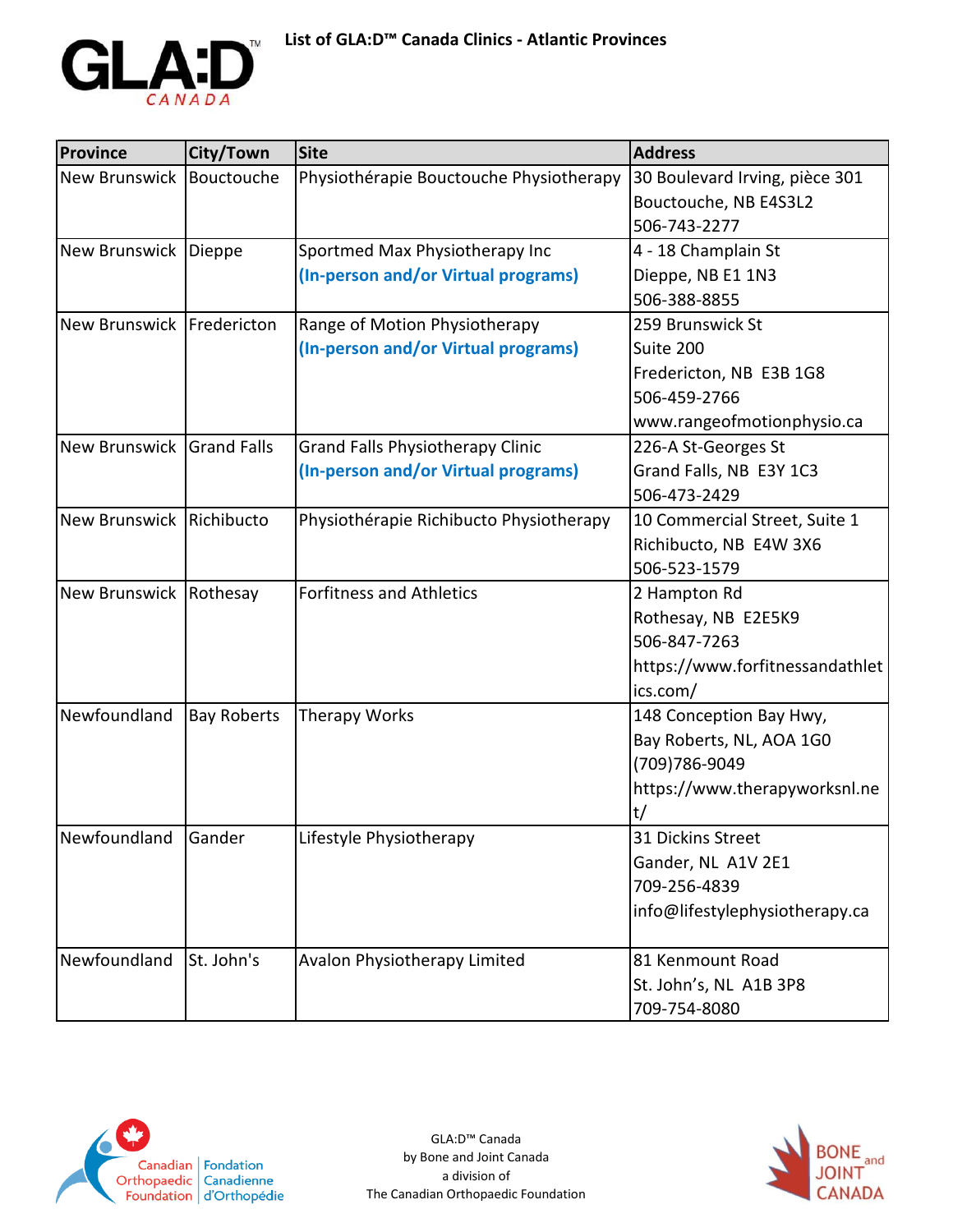# List of GLA:D™ Canada Clinics - Atlantic Provinces

| Province | City/Town | Site | Address |
|---|---|---|---|
| New Brunswick | Bouctouche | Physiothérapie Bouctouche Physiotherapy | 30 Boulevard Irving, pièce 301<br>Bouctouche, NB E4S3L2<br>506-743-2277 |
| New Brunswick | Dieppe | Sportmed Max Physiotherapy Inc<br>**(In-person and/or Virtual programs)** | 4 - 18 Champlain St<br>Dieppe, NB E1 1N3<br>506-388-8855 |
| New Brunswick | Fredericton | Range of Motion Physiotherapy<br>**(In-person and/or Virtual programs)** | 259 Brunswick St<br>Suite 200<br>Fredericton, NB E3B 1G8<br>506-459-2766<br>www.rangeofmotionphysio.ca |
| New Brunswick | Grand Falls | Grand Falls Physiotherapy Clinic<br>**(In-person and/or Virtual programs)** | 226-A St-Georges St<br>Grand Falls, NB E3Y 1C3<br>506-473-2429 |
| New Brunswick | Richibucto | Physiothérapie Richibucto Physiotherapy | 10 Commercial Street, Suite 1<br>Richibucto, NB E4W 3X6<br>506-523-1579 |
| New Brunswick | Rothesay | Forfitness and Athletics | 2 Hampton Rd<br>Rothesay, NB E2E5K9<br>506-847-7263<br>https://www.forfitnessandathletics.com/ |
| Newfoundland | Bay Roberts | Therapy Works | 148 Conception Bay Hwy,<br>Bay Roberts, NL, AOA 1G0<br>(709)786-9049<br>https://www.therapyworksnl.net/ |
| Newfoundland | Gander | Lifestyle Physiotherapy | 31 Dickins Street<br>Gander, NL A1V 2E1<br>709-256-4839<br>info@lifestylephysiotherapy.ca |
| Newfoundland | St. John's | Avalon Physiotherapy Limited | 81 Kenmount Road<br>St. John's, NL A1B 3P8<br>709-754-8080 |

GLA:D™ Canada
by Bone and Joint Canada
a division of
The Canadian Orthopaedic Foundation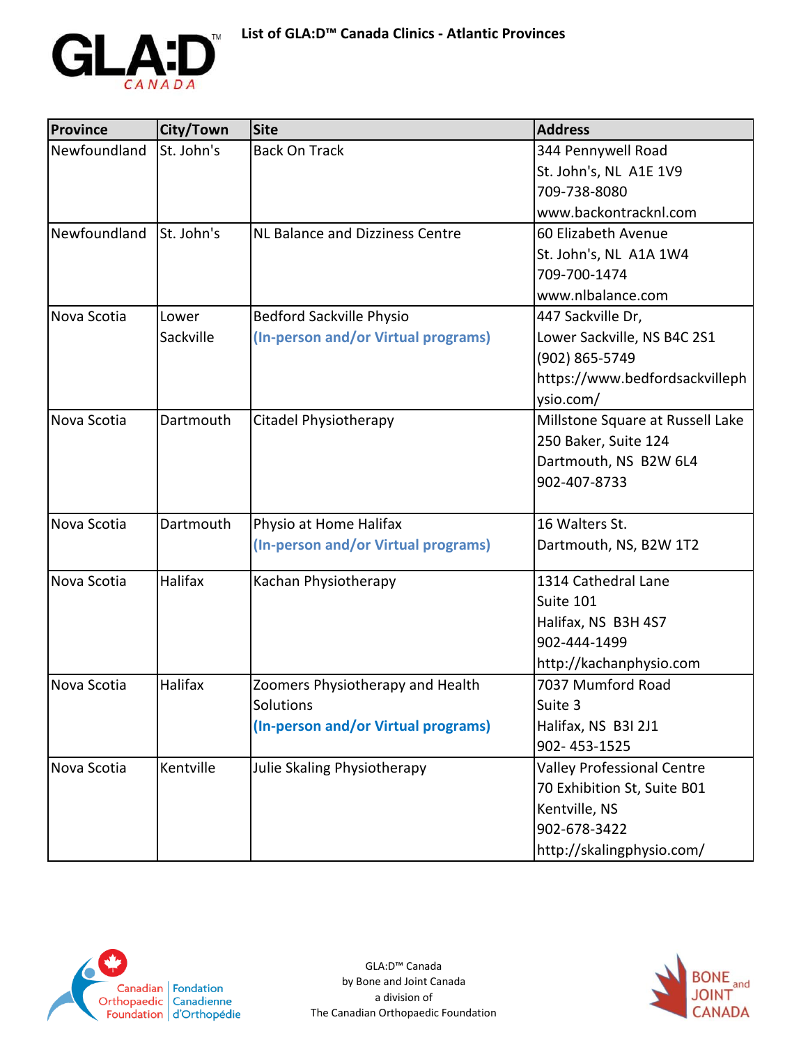# List of GLA:D™ Canada Clinics - Atlantic Provinces

| Province | City/Town | Site | Address |
|---|---|---|---|
| Newfoundland | St. John's | Back On Track | 344 Pennywell Road<br>St. John's, NL A1E 1V9<br>709-738-8080<br>www.backontracknl.com |
| Newfoundland | St. John's | NL Balance and Dizziness Centre | 60 Elizabeth Avenue<br>St. John's, NL A1A 1W4<br>709-700-1474<br>www.nlbalance.com |
| Nova Scotia | Lower Sackville | Bedford Sackville Physio<br>**(In-person and/or Virtual programs)** | 447 Sackville Dr,<br>Lower Sackville, NS B4C 2S1<br>(902) 865-5749<br>https://www.bedfordsackvillephysio.com/ |
| Nova Scotia | Dartmouth | Citadel Physiotherapy | Millstone Square at Russell Lake<br>250 Baker, Suite 124<br>Dartmouth, NS B2W 6L4<br>902-407-8733 |
| Nova Scotia | Dartmouth | Physio at Home Halifax<br>**(In-person and/or Virtual programs)** | 16 Walters St.<br>Dartmouth, NS, B2W 1T2 |
| Nova Scotia | Halifax | Kachan Physiotherapy | 1314 Cathedral Lane<br>Suite 101<br>Halifax, NS B3H 4S7<br>902-444-1499<br>http://kachanphysio.com |
| Nova Scotia | Halifax | Zoomers Physiotherapy and Health Solutions<br>**(In-person and/or Virtual programs)** | 7037 Mumford Road<br>Suite 3<br>Halifax, NS B3I 2J1<br>902- 453-1525 |
| Nova Scotia | Kentville | Julie Skaling Physiotherapy | Valley Professional Centre<br>70 Exhibition St, Suite B01<br>Kentville, NS<br>902-678-3422<br>http://skalingphysio.com/ |

GLA:D™ Canada
by Bone and Joint Canada
a division of
The Canadian Orthopaedic Foundation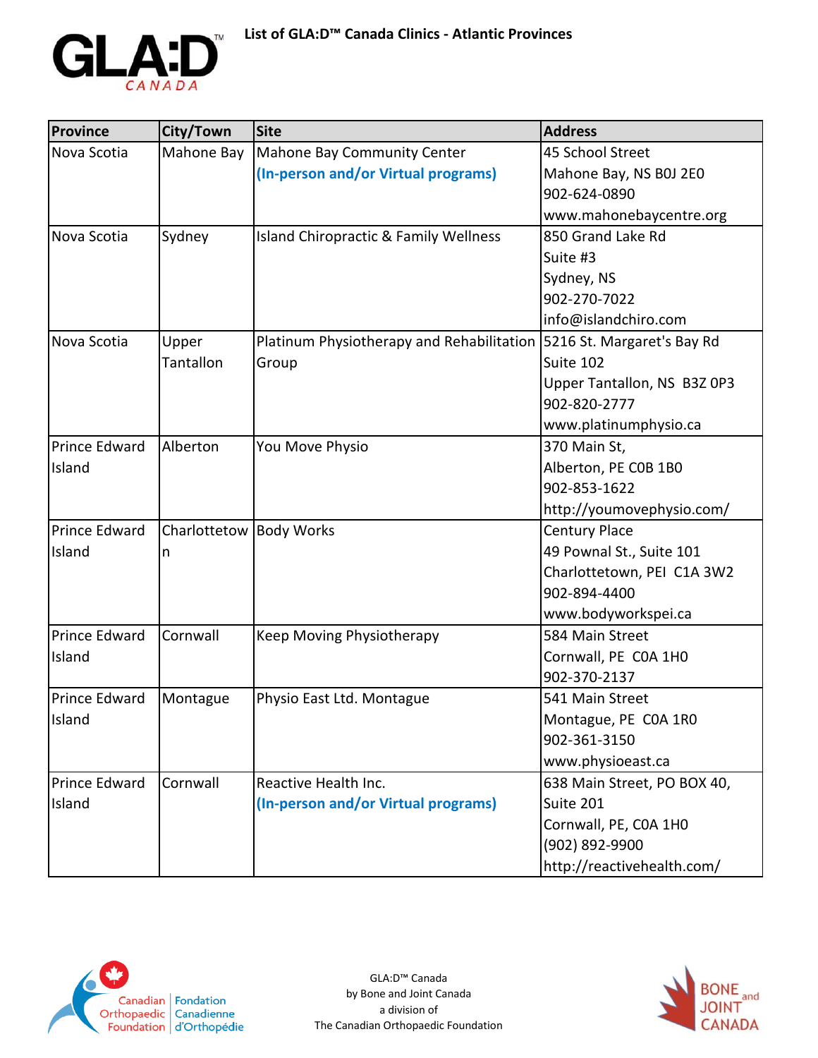# List of GLA:D™ Canada Clinics - Atlantic Provinces

| Province | City/Town | Site | Address |
|---|---|---|---|
| Nova Scotia | Mahone Bay | Mahone Bay Community Center **(In-person and/or Virtual programs)** | 45 School Street<br>Mahone Bay, NS B0J 2E0<br>902-624-0890<br>www.mahonebaycentre.org |
| Nova Scotia | Sydney | Island Chiropractic & Family Wellness | 850 Grand Lake Rd<br>Suite #3<br>Sydney, NS<br>902-270-7022<br>info@islandchiro.com |
| Nova Scotia | Upper Tantallon | Platinum Physiotherapy and Rehabilitation Group | 5216 St. Margaret's Bay Rd<br>Suite 102<br>Upper Tantallon, NS B3Z 0P3<br>902-820-2777<br>www.platinumphysio.ca |
| Prince Edward Island | Alberton | You Move Physio | 370 Main St,<br>Alberton, PE C0B 1B0<br>902-853-1622<br>http://youmovephysio.com/ |
| Prince Edward Island | Charlottetown | Body Works | Century Place<br>49 Pownal St., Suite 101<br>Charlottetown, PEI C1A 3W2<br>902-894-4400<br>www.bodyworkspei.ca |
| Prince Edward Island | Cornwall | Keep Moving Physiotherapy | 584 Main Street<br>Cornwall, PE C0A 1H0<br>902-370-2137 |
| Prince Edward Island | Montague | Physio East Ltd. Montague | 541 Main Street<br>Montague, PE C0A 1R0<br>902-361-3150<br>www.physioeast.ca |
| Prince Edward Island | Cornwall | Reactive Health Inc. **(In-person and/or Virtual programs)** | 638 Main Street, PO BOX 40,<br>Suite 201<br>Cornwall, PE, C0A 1H0<br>(902) 892-9900<br>http://reactivehealth.com/ |

GLA:D™ Canada
by Bone and Joint Canada
a division of
The Canadian Orthopaedic Foundation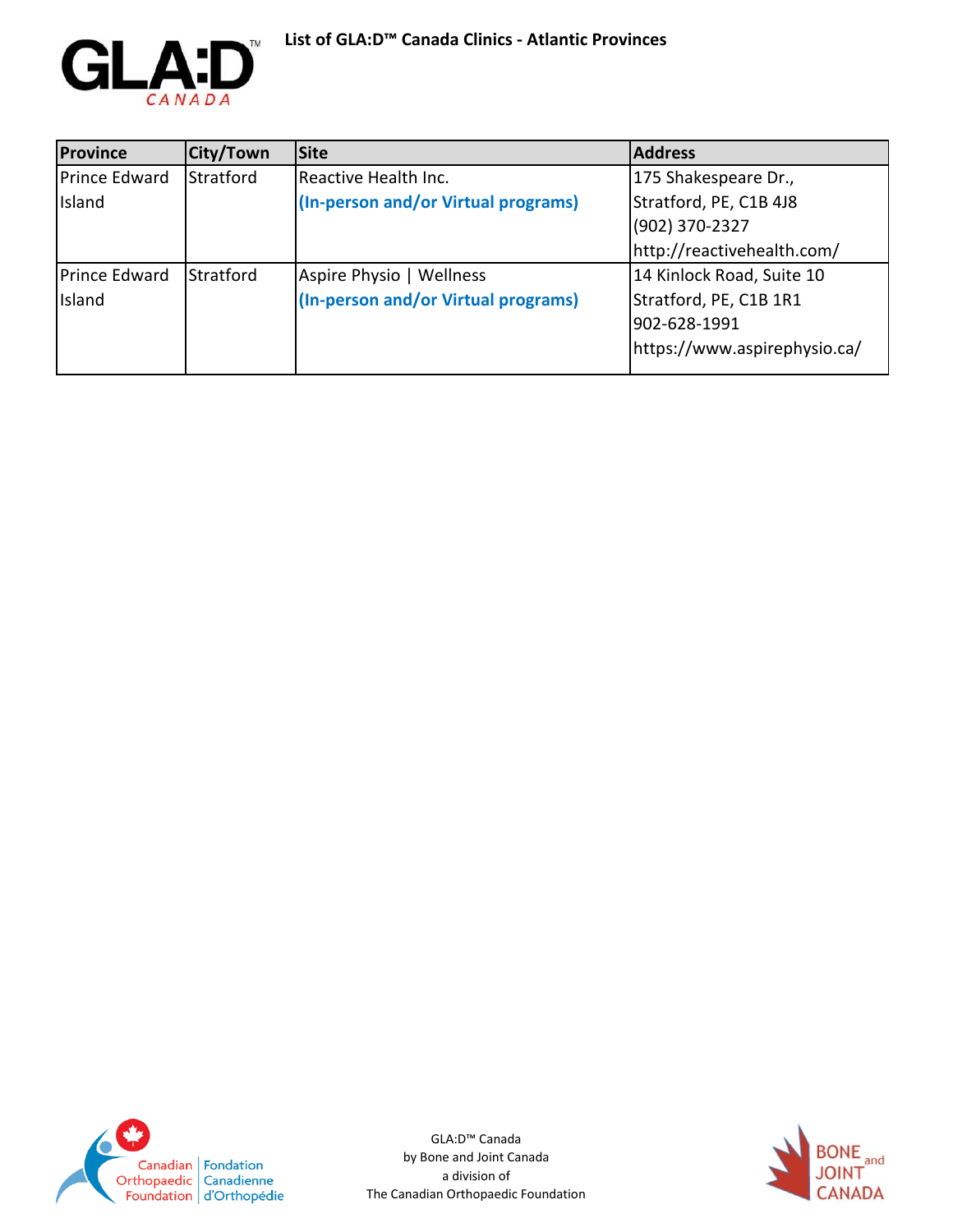| Province | City/Town | Site | Address |
|---|---|---|---|
| Prince Edward Island | Stratford | Reactive Health Inc. **(In-person and/or Virtual programs)** | 175 Shakespeare Dr., Stratford, PE, C1B 4J8 (902) 370-2327 http://reactivehealth.com/ |
| Prince Edward Island | Stratford | Aspire Physio \| Wellness **(In-person and/or Virtual programs)** | 14 Kinlock Road, Suite 10 Stratford, PE, C1B 1R1 902-628-1991 https://www.aspirephysio.ca/ |